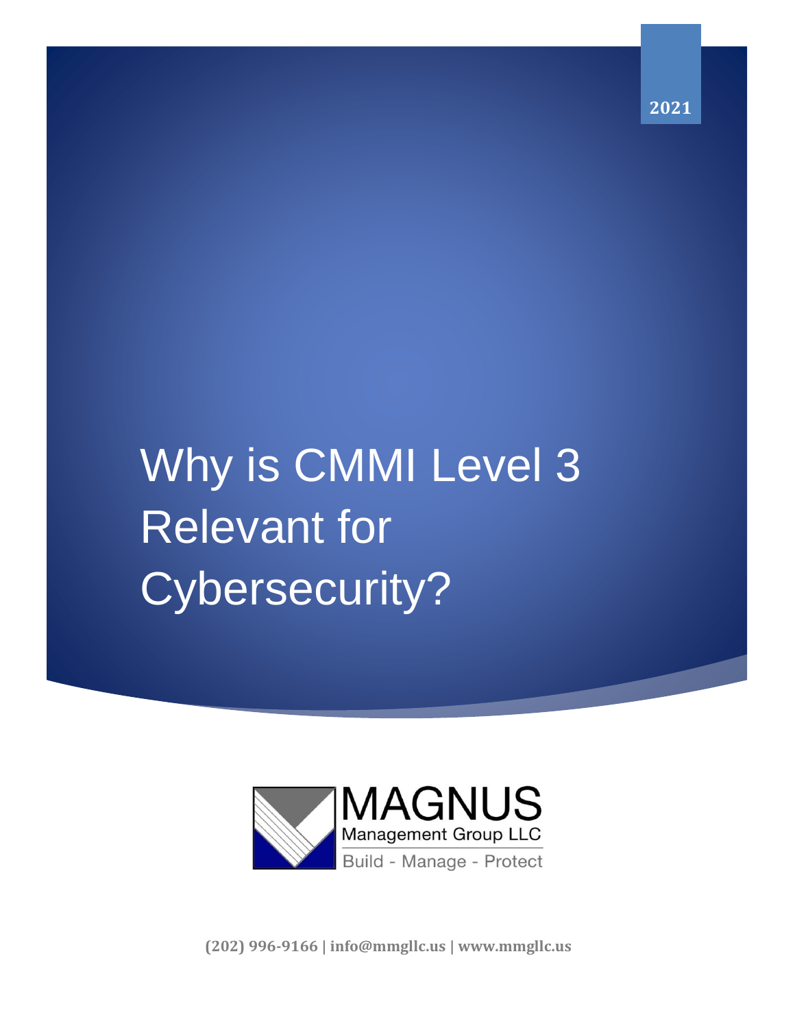2021

# Why is CMMI Level 3 Relevant for Cybersecurity?

MAGNUS

Management Group LLC

Build - Manage - Protect

**(202) 996-9166 | info@mmgllc.us | www.mmgllc.us**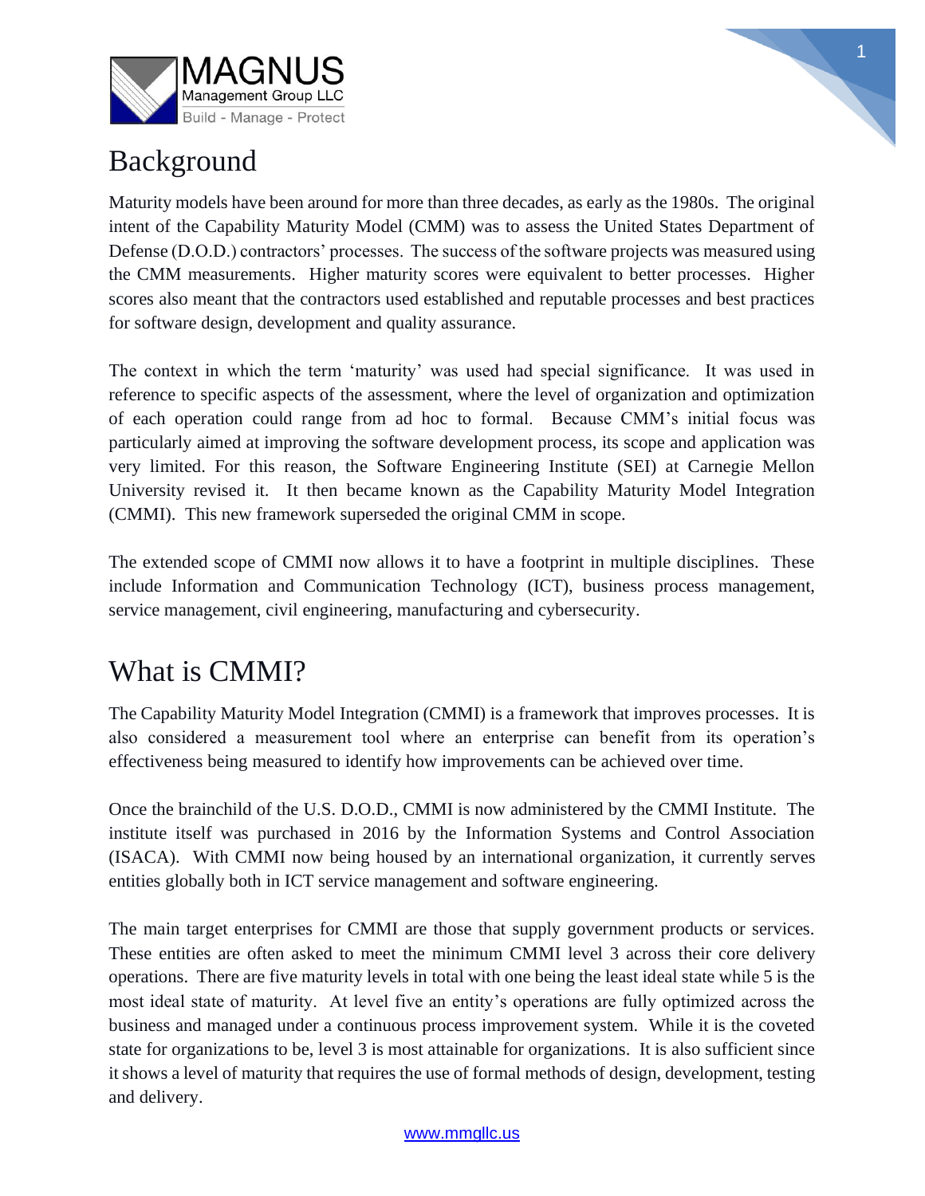## Background

Maturity models have been around for more than three decades, as early as the 1980s. The original intent of the Capability Maturity Model (CMM) was to assess the United States Department of Defense (D.O.D.) contractors' processes. The success of the software projects was measured using the CMM measurements. Higher maturity scores were equivalent to better processes. Higher scores also meant that the contractors used established and reputable processes and best practices for software design, development and quality assurance.

The context in which the term 'maturity' was used had special significance. It was used in reference to specific aspects of the assessment, where the level of organization and optimization of each operation could range from ad hoc to formal. Because CMM's initial focus was particularly aimed at improving the software development process, its scope and application was very limited. For this reason, the Software Engineering Institute (SEI) at Carnegie Mellon University revised it. It then became known as the Capability Maturity Model Integration (CMMI). This new framework superseded the original CMM in scope.

The extended scope of CMMI now allows it to have a footprint in multiple disciplines. These include Information and Communication Technology (ICT), business process management, service management, civil engineering, manufacturing and cybersecurity.

## What is CMMI?

The Capability Maturity Model Integration (CMMI) is a framework that improves processes. It is also considered a measurement tool where an enterprise can benefit from its operation's effectiveness being measured to identify how improvements can be achieved over time.

Once the brainchild of the U.S. D.O.D., CMMI is now administered by the CMMI Institute. The institute itself was purchased in 2016 by the Information Systems and Control Association (ISACA). With CMMI now being housed by an international organization, it currently serves entities globally both in ICT service management and software engineering.

The main target enterprises for CMMI are those that supply government products or services. These entities are often asked to meet the minimum CMMI level 3 across their core delivery operations. There are five maturity levels in total with one being the least ideal state while 5 is the most ideal state of maturity. At level five an entity's operations are fully optimized across the business and managed under a continuous process improvement system. While it is the coveted state for organizations to be, level 3 is most attainable for organizations. It is also sufficient since it shows a level of maturity that requires the use of formal methods of design, development, testing and delivery.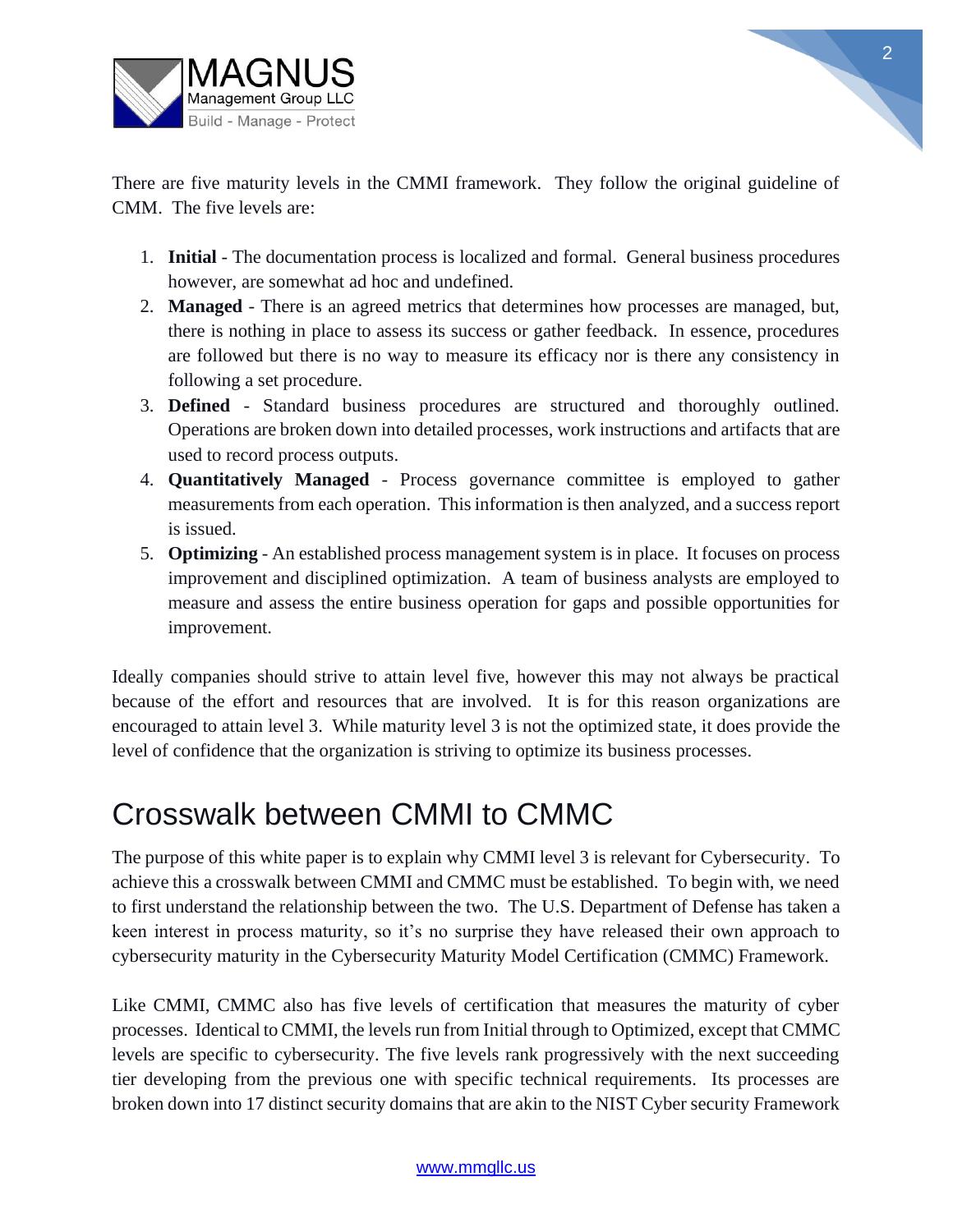There are five maturity levels in the CMMI framework. They follow the original guideline of CMM. The five levels are:

1. **Initial** - The documentation process is localized and formal. General business procedures however, are somewhat ad hoc and undefined.
2. **Managed** - There is an agreed metrics that determines how processes are managed, but, there is nothing in place to assess its success or gather feedback. In essence, procedures are followed but there is no way to measure its efficacy nor is there any consistency in following a set procedure.
3. **Defined** - Standard business procedures are structured and thoroughly outlined. Operations are broken down into detailed processes, work instructions and artifacts that are used to record process outputs.
4. **Quantitatively Managed** - Process governance committee is employed to gather measurements from each operation. This information is then analyzed, and a success report is issued.
5. **Optimizing** - An established process management system is in place. It focuses on process improvement and disciplined optimization. A team of business analysts are employed to measure and assess the entire business operation for gaps and possible opportunities for improvement.

Ideally companies should strive to attain level five, however this may not always be practical because of the effort and resources that are involved. It is for this reason organizations are encouraged to attain level 3. While maturity level 3 is not the optimized state, it does provide the level of confidence that the organization is striving to optimize its business processes.

# Crosswalk between CMMI to CMMC

The purpose of this white paper is to explain why CMMI level 3 is relevant for Cybersecurity. To achieve this a crosswalk between CMMI and CMMC must be established. To begin with, we need to first understand the relationship between the two. The U.S. Department of Defense has taken a keen interest in process maturity, so it's no surprise they have released their own approach to cybersecurity maturity in the Cybersecurity Maturity Model Certification (CMMC) Framework.

Like CMMI, CMMC also has five levels of certification that measures the maturity of cyber processes. Identical to CMMI, the levels run from Initial through to Optimized, except that CMMC levels are specific to cybersecurity. The five levels rank progressively with the next succeeding tier developing from the previous one with specific technical requirements. Its processes are broken down into 17 distinct security domains that are akin to the NIST Cyber security Framework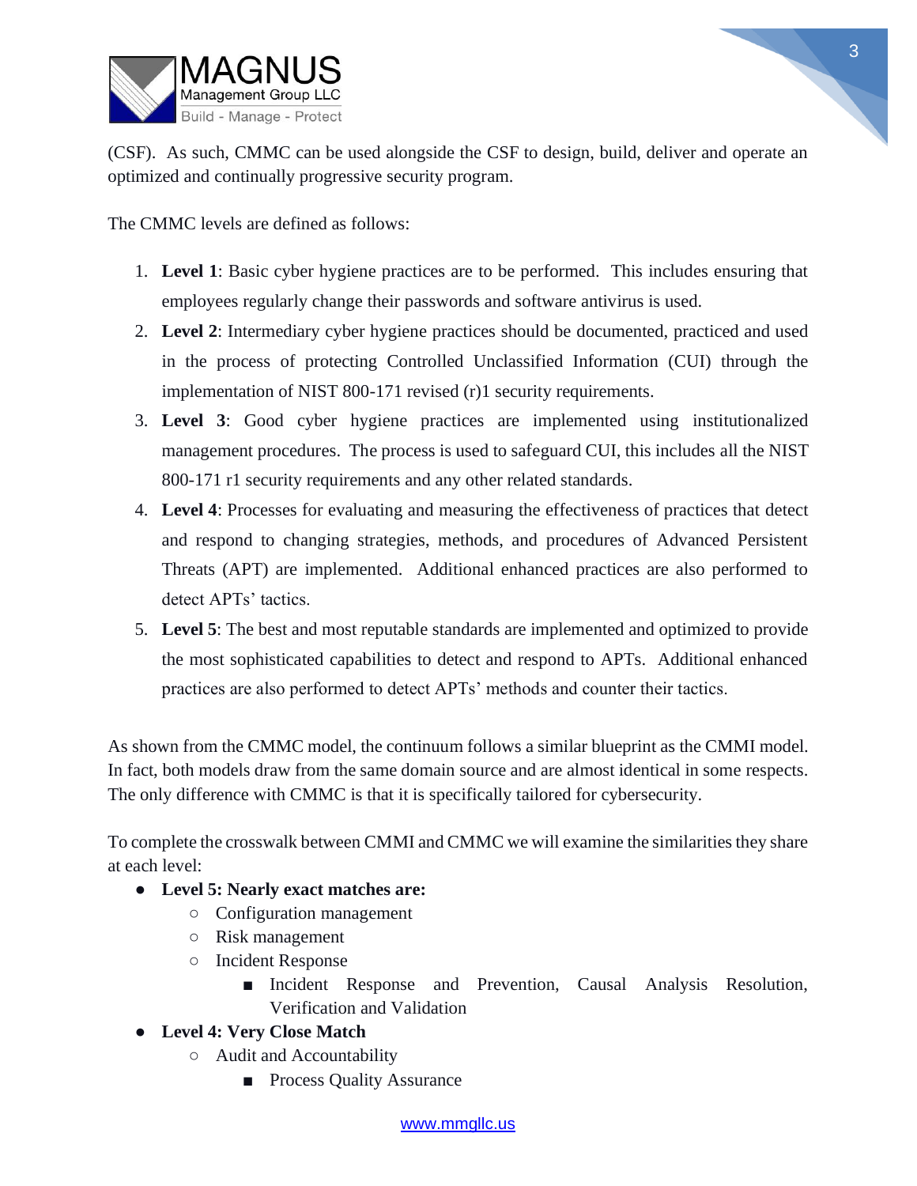(CSF). As such, CMMC can be used alongside the CSF to design, build, deliver and operate an optimized and continually progressive security program.

The CMMC levels are defined as follows:

1. **Level 1**: Basic cyber hygiene practices are to be performed. This includes ensuring that employees regularly change their passwords and software antivirus is used.
2. **Level 2**: Intermediary cyber hygiene practices should be documented, practiced and used in the process of protecting Controlled Unclassified Information (CUI) through the implementation of NIST 800-171 revised (r)1 security requirements.
3. **Level 3**: Good cyber hygiene practices are implemented using institutionalized management procedures. The process is used to safeguard CUI, this includes all the NIST 800-171 r1 security requirements and any other related standards.
4. **Level 4**: Processes for evaluating and measuring the effectiveness of practices that detect and respond to changing strategies, methods, and procedures of Advanced Persistent Threats (APT) are implemented. Additional enhanced practices are also performed to detect APTs' tactics.
5. **Level 5**: The best and most reputable standards are implemented and optimized to provide the most sophisticated capabilities to detect and respond to APTs. Additional enhanced practices are also performed to detect APTs' methods and counter their tactics.

As shown from the CMMC model, the continuum follows a similar blueprint as the CMMI model. In fact, both models draw from the same domain source and are almost identical in some respects. The only difference with CMMC is that it is specifically tailored for cybersecurity.

To complete the crosswalk between CMMI and CMMC we will examine the similarities they share at each level:

- **Level 5: Nearly exact matches are:**
  - Configuration management
  - Risk management
  - Incident Response
    - Incident Response and Prevention, Causal Analysis Resolution, Verification and Validation
- **Level 4: Very Close Match**
  - Audit and Accountability
    - Process Quality Assurance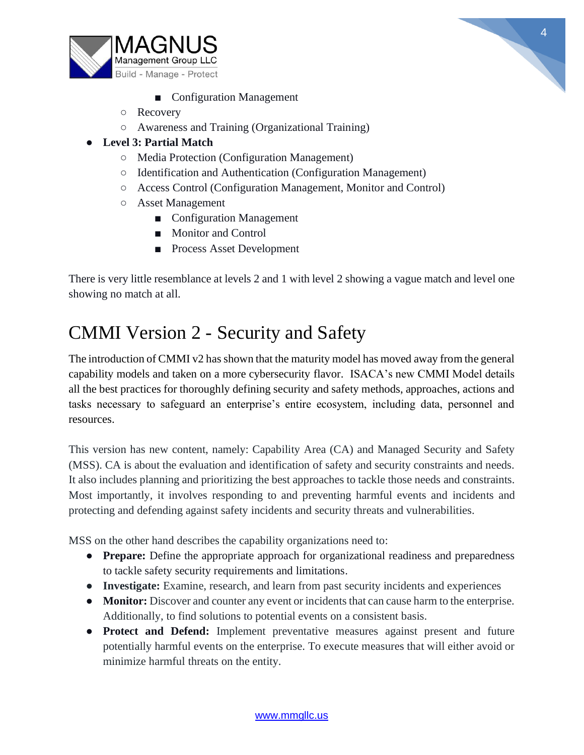- Configuration Management
    - Recovery
    - Awareness and Training (Organizational Training)
- **Level 3: Partial Match**
    - Media Protection (Configuration Management)
    - Identification and Authentication (Configuration Management)
    - Access Control (Configuration Management, Monitor and Control)
    - Asset Management
        - Configuration Management
        - Monitor and Control
        - Process Asset Development

There is very little resemblance at levels 2 and 1 with level 2 showing a vague match and level one showing no match at all.

# CMMI Version 2 - Security and Safety

The introduction of CMMI v2 has shown that the maturity model has moved away from the general capability models and taken on a more cybersecurity flavor. ISACA's new CMMI Model details all the best practices for thoroughly defining security and safety methods, approaches, actions and tasks necessary to safeguard an enterprise's entire ecosystem, including data, personnel and resources.

This version has new content, namely: Capability Area (CA) and Managed Security and Safety (MSS). CA is about the evaluation and identification of safety and security constraints and needs. It also includes planning and prioritizing the best approaches to tackle those needs and constraints. Most importantly, it involves responding to and preventing harmful events and incidents and protecting and defending against safety incidents and security threats and vulnerabilities.

MSS on the other hand describes the capability organizations need to:

- **Prepare:** Define the appropriate approach for organizational readiness and preparedness to tackle safety security requirements and limitations.
- **Investigate:** Examine, research, and learn from past security incidents and experiences
- **Monitor:** Discover and counter any event or incidents that can cause harm to the enterprise. Additionally, to find solutions to potential events on a consistent basis.
- **Protect and Defend:** Implement preventative measures against present and future potentially harmful events on the enterprise. To execute measures that will either avoid or minimize harmful threats on the entity.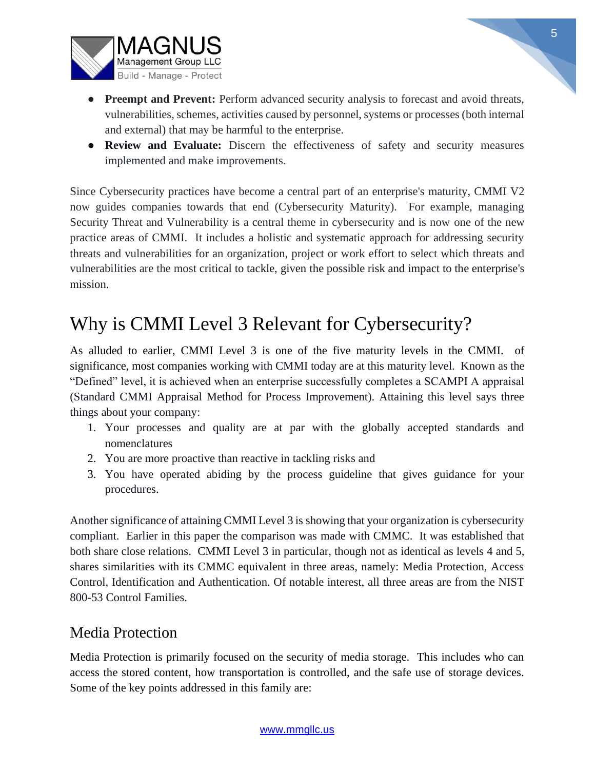- **Preempt and Prevent:** Perform advanced security analysis to forecast and avoid threats, vulnerabilities, schemes, activities caused by personnel, systems or processes (both internal and external) that may be harmful to the enterprise.
- **Review and Evaluate:** Discern the effectiveness of safety and security measures implemented and make improvements.

Since Cybersecurity practices have become a central part of an enterprise's maturity, CMMI V2 now guides companies towards that end (Cybersecurity Maturity). For example, managing Security Threat and Vulnerability is a central theme in cybersecurity and is now one of the new practice areas of CMMI. It includes a holistic and systematic approach for addressing security threats and vulnerabilities for an organization, project or work effort to select which threats and vulnerabilities are the most critical to tackle, given the possible risk and impact to the enterprise's mission.

# Why is CMMI Level 3 Relevant for Cybersecurity?

As alluded to earlier, CMMI Level 3 is one of the five maturity levels in the CMMI. of significance, most companies working with CMMI today are at this maturity level. Known as the "Defined" level, it is achieved when an enterprise successfully completes a SCAMPI A appraisal (Standard CMMI Appraisal Method for Process Improvement). Attaining this level says three things about your company:

1. Your processes and quality are at par with the globally accepted standards and nomenclatures
2. You are more proactive than reactive in tackling risks and
3. You have operated abiding by the process guideline that gives guidance for your procedures.

Another significance of attaining CMMI Level 3 is showing that your organization is cybersecurity compliant. Earlier in this paper the comparison was made with CMMC. It was established that both share close relations. CMMI Level 3 in particular, though not as identical as levels 4 and 5, shares similarities with its CMMC equivalent in three areas, namely: Media Protection, Access Control, Identification and Authentication. Of notable interest, all three areas are from the NIST 800-53 Control Families.

## Media Protection

Media Protection is primarily focused on the security of media storage. This includes who can access the stored content, how transportation is controlled, and the safe use of storage devices. Some of the key points addressed in this family are: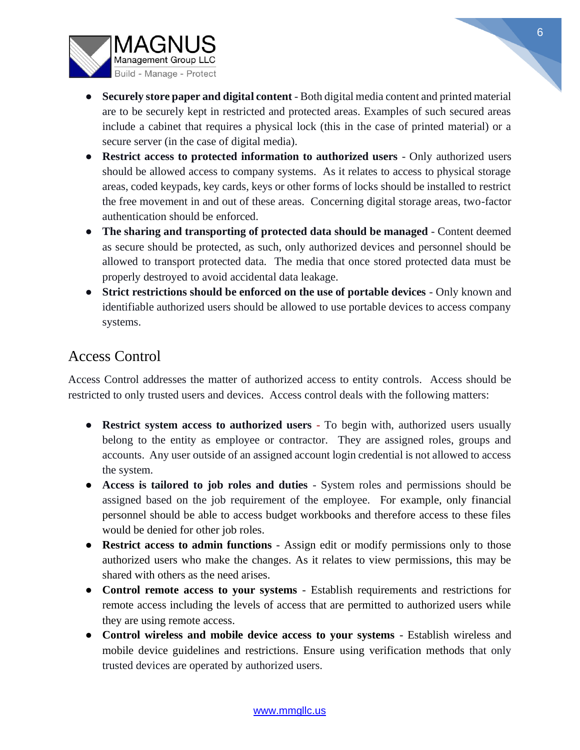- **Securely store paper and digital content** - Both digital media content and printed material are to be securely kept in restricted and protected areas. Examples of such secured areas include a cabinet that requires a physical lock (this in the case of printed material) or a secure server (in the case of digital media).
- **Restrict access to protected information to authorized users** - Only authorized users should be allowed access to company systems. As it relates to access to physical storage areas, coded keypads, key cards, keys or other forms of locks should be installed to restrict the free movement in and out of these areas. Concerning digital storage areas, two-factor authentication should be enforced.
- **The sharing and transporting of protected data should be managed** - Content deemed as secure should be protected, as such, only authorized devices and personnel should be allowed to transport protected data. The media that once stored protected data must be properly destroyed to avoid accidental data leakage.
- **Strict restrictions should be enforced on the use of portable devices** - Only known and identifiable authorized users should be allowed to use portable devices to access company systems.

## Access Control

Access Control addresses the matter of authorized access to entity controls. Access should be restricted to only trusted users and devices. Access control deals with the following matters:

- **Restrict system access to authorized users** - To begin with, authorized users usually belong to the entity as employee or contractor. They are assigned roles, groups and accounts. Any user outside of an assigned account login credential is not allowed to access the system.
- **Access is tailored to job roles and duties** - System roles and permissions should be assigned based on the job requirement of the employee. For example, only financial personnel should be able to access budget workbooks and therefore access to these files would be denied for other job roles.
- **Restrict access to admin functions** - Assign edit or modify permissions only to those authorized users who make the changes. As it relates to view permissions, this may be shared with others as the need arises.
- **Control remote access to your systems** - Establish requirements and restrictions for remote access including the levels of access that are permitted to authorized users while they are using remote access.
- **Control wireless and mobile device access to your systems** - Establish wireless and mobile device guidelines and restrictions. Ensure using verification methods that only trusted devices are operated by authorized users.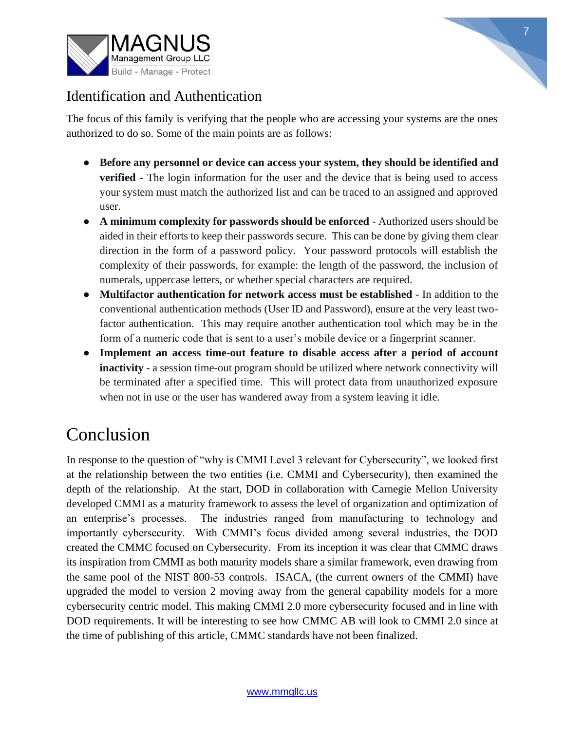## Identification and Authentication

The focus of this family is verifying that the people who are accessing your systems are the ones authorized to do so. Some of the main points are as follows:

- **Before any personnel or device can access your system, they should be identified and verified** - The login information for the user and the device that is being used to access your system must match the authorized list and can be traced to an assigned and approved user.
- **A minimum complexity for passwords should be enforced** - Authorized users should be aided in their efforts to keep their passwords secure. This can be done by giving them clear direction in the form of a password policy. Your password protocols will establish the complexity of their passwords, for example: the length of the password, the inclusion of numerals, uppercase letters, or whether special characters are required.
- **Multifactor authentication for network access must be established** - In addition to the conventional authentication methods (User ID and Password), ensure at the very least two-factor authentication. This may require another authentication tool which may be in the form of a numeric code that is sent to a user's mobile device or a fingerprint scanner.
- **Implement an access time-out feature to disable access after a period of account inactivity** - a session time-out program should be utilized where network connectivity will be terminated after a specified time. This will protect data from unauthorized exposure when not in use or the user has wandered away from a system leaving it idle.

# Conclusion

In response to the question of "why is CMMI Level 3 relevant for Cybersecurity", we looked first at the relationship between the two entities (i.e. CMMI and Cybersecurity), then examined the depth of the relationship. At the start, DOD in collaboration with Carnegie Mellon University developed CMMI as a maturity framework to assess the level of organization and optimization of an enterprise's processes. The industries ranged from manufacturing to technology and importantly cybersecurity. With CMMI's focus divided among several industries, the DOD created the CMMC focused on Cybersecurity. From its inception it was clear that CMMC draws its inspiration from CMMI as both maturity models share a similar framework, even drawing from the same pool of the NIST 800-53 controls. ISACA, (the current owners of the CMMI) have upgraded the model to version 2 moving away from the general capability models for a more cybersecurity centric model. This making CMMI 2.0 more cybersecurity focused and in line with DOD requirements. It will be interesting to see how CMMC AB will look to CMMI 2.0 since at the time of publishing of this article, CMMC standards have not been finalized.